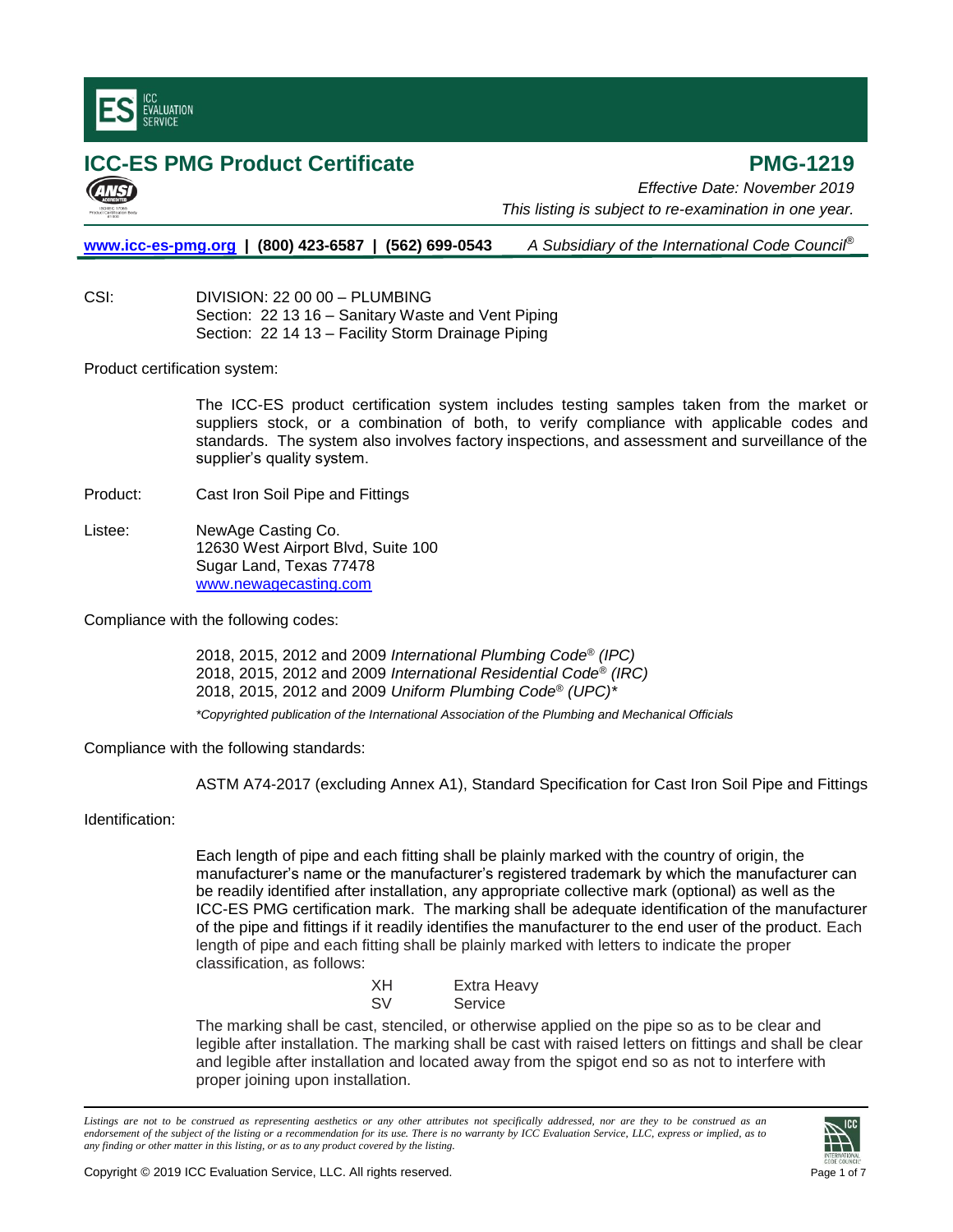# ICC-ES PMG Product Certificate

# PMG-1219

*Effective Date: November 2019*

*This listing is subject to re-examination in one year.*

**www.icc-es-pmg.org | (800) 423-6587 | (562) 699-0543** *A Subsidiary of the International Code Council®*

CSI: DIVISION: 22 00 00 – PLUMBING
Section: 22 13 16 – Sanitary Waste and Vent Piping
Section: 22 14 13 – Facility Storm Drainage Piping

Product certification system:

The ICC-ES product certification system includes testing samples taken from the market or suppliers stock, or a combination of both, to verify compliance with applicable codes and standards. The system also involves factory inspections, and assessment and surveillance of the supplier's quality system.

Product: Cast Iron Soil Pipe and Fittings

Listee: NewAge Casting Co.
12630 West Airport Blvd, Suite 100
Sugar Land, Texas 77478
www.newagecasting.com

Compliance with the following codes:

2018, 2015, 2012 and 2009 *International Plumbing Code® (IPC)*
2018, 2015, 2012 and 2009 *International Residential Code® (IRC)*
2018, 2015, 2012 and 2009 *Uniform Plumbing Code® (UPC)\**

*\*Copyrighted publication of the International Association of the Plumbing and Mechanical Officials*

Compliance with the following standards:

ASTM A74-2017 (excluding Annex A1), Standard Specification for Cast Iron Soil Pipe and Fittings

Identification:

Each length of pipe and each fitting shall be plainly marked with the country of origin, the manufacturer's name or the manufacturer's registered trademark by which the manufacturer can be readily identified after installation, any appropriate collective mark (optional) as well as the ICC-ES PMG certification mark. The marking shall be adequate identification of the manufacturer of the pipe and fittings if it readily identifies the manufacturer to the end user of the product. Each length of pipe and each fitting shall be plainly marked with letters to indicate the proper classification, as follows:

| | |
|---|---|
| XH | Extra Heavy |
| SV | Service |

The marking shall be cast, stenciled, or otherwise applied on the pipe so as to be clear and legible after installation. The marking shall be cast with raised letters on fittings and shall be clear and legible after installation and located away from the spigot end so as not to interfere with proper joining upon installation.

*Listings are not to be construed as representing aesthetics or any other attributes not specifically addressed, nor are they to be construed as an endorsement of the subject of the listing or a recommendation for its use. There is no warranty by ICC Evaluation Service, LLC, express or implied, as to any finding or other matter in this listing, or as to any product covered by the listing.*

Copyright © 2019 ICC Evaluation Service, LLC. All rights reserved.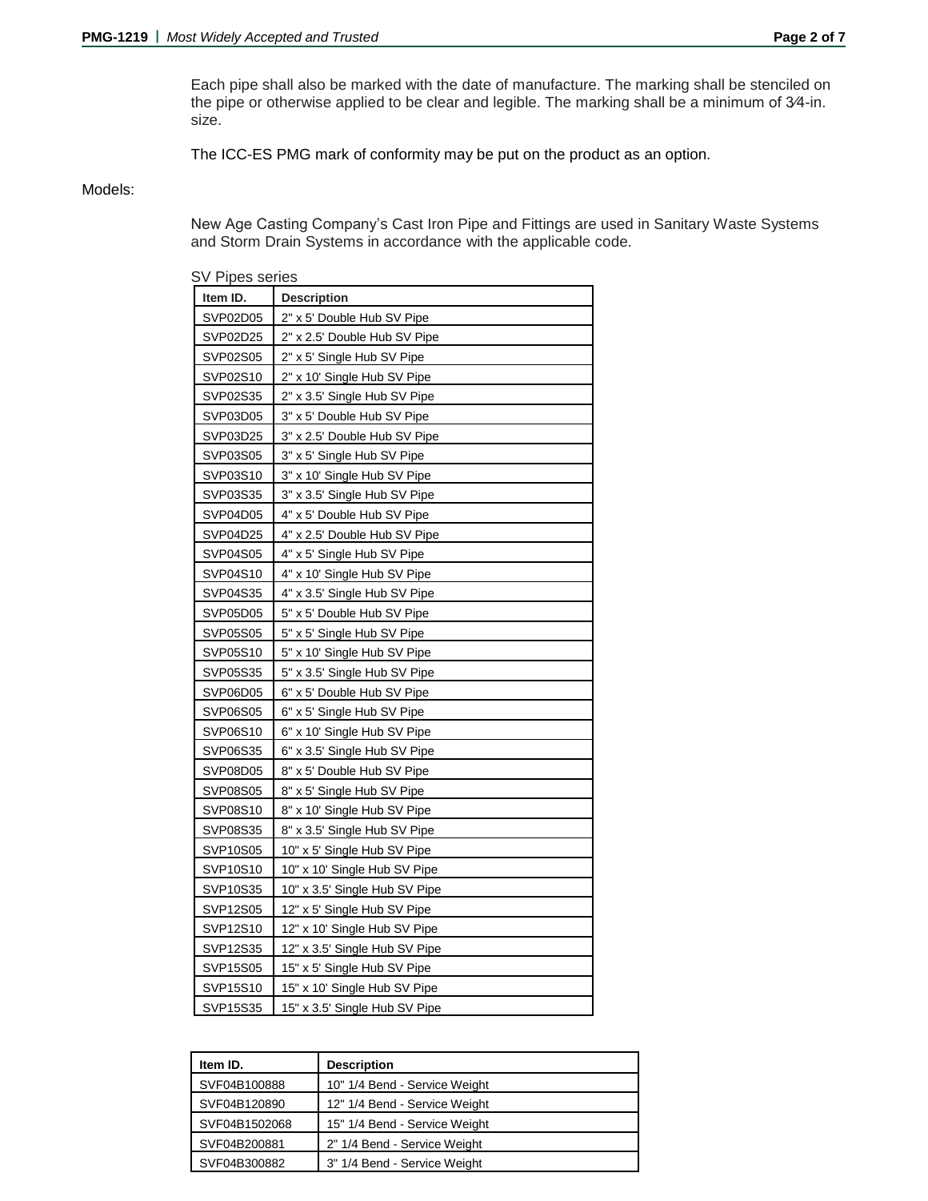Each pipe shall also be marked with the date of manufacture. The marking shall be stenciled on the pipe or otherwise applied to be clear and legible. The marking shall be a minimum of 3⁄4-in. size.

The ICC-ES PMG mark of conformity may be put on the product as an option.

Models:

New Age Casting Company's Cast Iron Pipe and Fittings are used in Sanitary Waste Systems and Storm Drain Systems in accordance with the applicable code.

SV Pipes series

| Item ID. | Description |
|---|---|
| SVP02D05 | 2" x 5' Double Hub SV Pipe |
| SVP02D25 | 2" x 2.5' Double Hub SV Pipe |
| SVP02S05 | 2" x 5' Single Hub SV Pipe |
| SVP02S10 | 2" x 10' Single Hub SV Pipe |
| SVP02S35 | 2" x 3.5' Single Hub SV Pipe |
| SVP03D05 | 3" x 5' Double Hub SV Pipe |
| SVP03D25 | 3" x 2.5' Double Hub SV Pipe |
| SVP03S05 | 3" x 5' Single Hub SV Pipe |
| SVP03S10 | 3" x 10' Single Hub SV Pipe |
| SVP03S35 | 3" x 3.5' Single Hub SV Pipe |
| SVP04D05 | 4" x 5' Double Hub SV Pipe |
| SVP04D25 | 4" x 2.5' Double Hub SV Pipe |
| SVP04S05 | 4" x 5' Single Hub SV Pipe |
| SVP04S10 | 4" x 10' Single Hub SV Pipe |
| SVP04S35 | 4" x 3.5' Single Hub SV Pipe |
| SVP05D05 | 5" x 5' Double Hub SV Pipe |
| SVP05S05 | 5" x 5' Single Hub SV Pipe |
| SVP05S10 | 5" x 10' Single Hub SV Pipe |
| SVP05S35 | 5" x 3.5' Single Hub SV Pipe |
| SVP06D05 | 6" x 5' Double Hub SV Pipe |
| SVP06S05 | 6" x 5' Single Hub SV Pipe |
| SVP06S10 | 6" x 10' Single Hub SV Pipe |
| SVP06S35 | 6" x 3.5' Single Hub SV Pipe |
| SVP08D05 | 8" x 5' Double Hub SV Pipe |
| SVP08S05 | 8" x 5' Single Hub SV Pipe |
| SVP08S10 | 8" x 10' Single Hub SV Pipe |
| SVP08S35 | 8" x 3.5' Single Hub SV Pipe |
| SVP10S05 | 10" x 5' Single Hub SV Pipe |
| SVP10S10 | 10" x 10' Single Hub SV Pipe |
| SVP10S35 | 10" x 3.5' Single Hub SV Pipe |
| SVP12S05 | 12" x 5' Single Hub SV Pipe |
| SVP12S10 | 12" x 10' Single Hub SV Pipe |
| SVP12S35 | 12" x 3.5' Single Hub SV Pipe |
| SVP15S05 | 15" x 5' Single Hub SV Pipe |
| SVP15S10 | 15" x 10' Single Hub SV Pipe |
| SVP15S35 | 15" x 3.5' Single Hub SV Pipe |

| Item ID. | Description |
|---|---|
| SVF04B100888 | 10" 1/4 Bend - Service Weight |
| SVF04B120890 | 12" 1/4 Bend - Service Weight |
| SVF04B1502068 | 15" 1/4 Bend - Service Weight |
| SVF04B200881 | 2" 1/4 Bend - Service Weight |
| SVF04B300882 | 3" 1/4 Bend - Service Weight |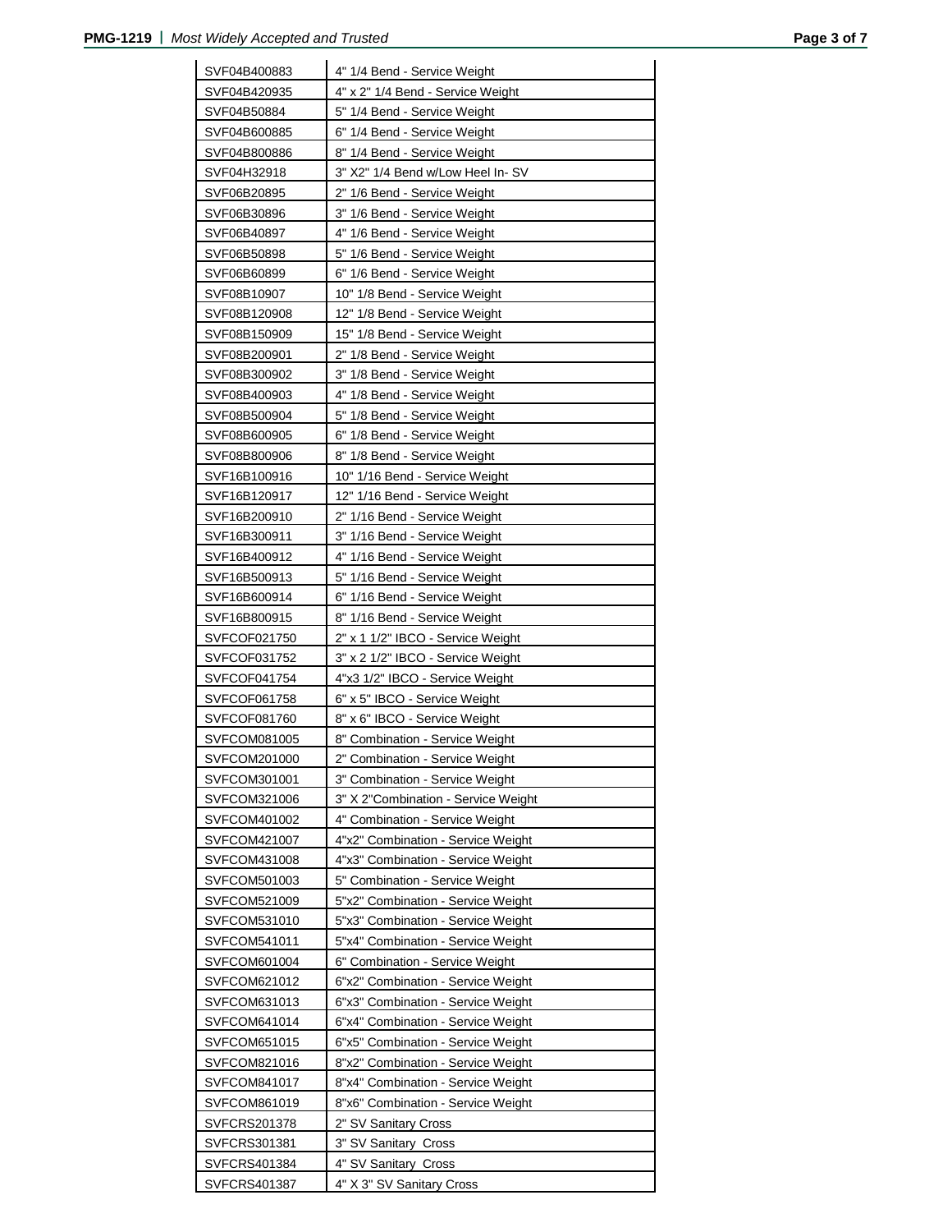| | |
|---|---|
| SVF04B400883 | 4" 1/4 Bend - Service Weight |
| SVF04B420935 | 4" x 2" 1/4 Bend - Service Weight |
| SVF04B50884 | 5" 1/4 Bend - Service Weight |
| SVF04B600885 | 6" 1/4 Bend - Service Weight |
| SVF04B800886 | 8" 1/4 Bend - Service Weight |
| SVF04H32918 | 3" X2" 1/4 Bend w/Low Heel In- SV |
| SVF06B20895 | 2" 1/6 Bend - Service Weight |
| SVF06B30896 | 3" 1/6 Bend - Service Weight |
| SVF06B40897 | 4" 1/6 Bend - Service Weight |
| SVF06B50898 | 5" 1/6 Bend - Service Weight |
| SVF06B60899 | 6" 1/6 Bend - Service Weight |
| SVF08B10907 | 10" 1/8 Bend - Service Weight |
| SVF08B120908 | 12" 1/8 Bend - Service Weight |
| SVF08B150909 | 15" 1/8 Bend - Service Weight |
| SVF08B200901 | 2" 1/8 Bend - Service Weight |
| SVF08B300902 | 3" 1/8 Bend - Service Weight |
| SVF08B400903 | 4" 1/8 Bend - Service Weight |
| SVF08B500904 | 5" 1/8 Bend - Service Weight |
| SVF08B600905 | 6" 1/8 Bend - Service Weight |
| SVF08B800906 | 8" 1/8 Bend - Service Weight |
| SVF16B100916 | 10" 1/16 Bend - Service Weight |
| SVF16B120917 | 12" 1/16 Bend - Service Weight |
| SVF16B200910 | 2" 1/16 Bend - Service Weight |
| SVF16B300911 | 3" 1/16 Bend - Service Weight |
| SVF16B400912 | 4" 1/16 Bend - Service Weight |
| SVF16B500913 | 5" 1/16 Bend - Service Weight |
| SVF16B600914 | 6" 1/16 Bend - Service Weight |
| SVF16B800915 | 8" 1/16 Bend - Service Weight |
| SVFCOF021750 | 2" x 1 1/2" IBCO - Service Weight |
| SVFCOF031752 | 3" x 2 1/2" IBCO - Service Weight |
| SVFCOF041754 | 4"x3 1/2" IBCO - Service Weight |
| SVFCOF061758 | 6" x 5" IBCO - Service Weight |
| SVFCOF081760 | 8" x 6" IBCO - Service Weight |
| SVFCOM081005 | 8" Combination - Service Weight |
| SVFCOM201000 | 2" Combination - Service Weight |
| SVFCOM301001 | 3" Combination - Service Weight |
| SVFCOM321006 | 3" X 2"Combination - Service Weight |
| SVFCOM401002 | 4" Combination - Service Weight |
| SVFCOM421007 | 4"x2" Combination - Service Weight |
| SVFCOM431008 | 4"x3" Combination - Service Weight |
| SVFCOM501003 | 5" Combination - Service Weight |
| SVFCOM521009 | 5"x2" Combination - Service Weight |
| SVFCOM531010 | 5"x3" Combination - Service Weight |
| SVFCOM541011 | 5"x4" Combination - Service Weight |
| SVFCOM601004 | 6" Combination - Service Weight |
| SVFCOM621012 | 6"x2" Combination - Service Weight |
| SVFCOM631013 | 6"x3" Combination - Service Weight |
| SVFCOM641014 | 6"x4" Combination - Service Weight |
| SVFCOM651015 | 6"x5" Combination - Service Weight |
| SVFCOM821016 | 8"x2" Combination - Service Weight |
| SVFCOM841017 | 8"x4" Combination - Service Weight |
| SVFCOM861019 | 8"x6" Combination - Service Weight |
| SVFCRS201378 | 2" SV Sanitary Cross |
| SVFCRS301381 | 3" SV Sanitary Cross |
| SVFCRS401384 | 4" SV Sanitary Cross |
| SVFCRS401387 | 4" X 3" SV Sanitary Cross |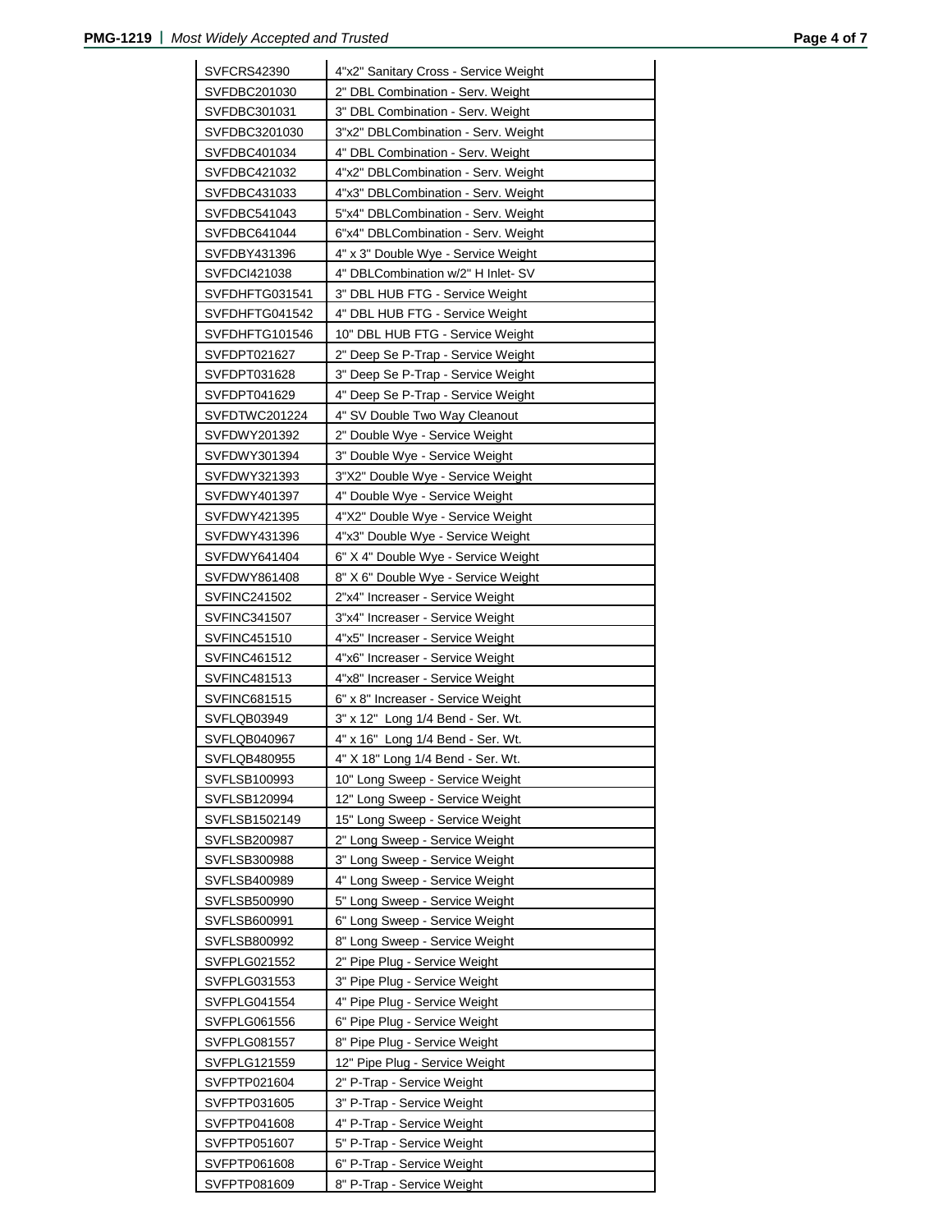| | |
|---|---|
| SVFCRS42390 | 4"x2" Sanitary Cross - Service Weight |
| SVFDBC201030 | 2" DBL Combination - Serv. Weight |
| SVFDBC301031 | 3" DBL Combination - Serv. Weight |
| SVFDBC3201030 | 3"x2" DBLCombination - Serv. Weight |
| SVFDBC401034 | 4" DBL Combination - Serv. Weight |
| SVFDBC421032 | 4"x2" DBLCombination - Serv. Weight |
| SVFDBC431033 | 4"x3" DBLCombination - Serv. Weight |
| SVFDBC541043 | 5"x4" DBLCombination - Serv. Weight |
| SVFDBC641044 | 6"x4" DBLCombination - Serv. Weight |
| SVFDBY431396 | 4" x 3" Double Wye - Service Weight |
| SVFDCI421038 | 4" DBLCombination w/2" H Inlet- SV |
| SVFDHFTG031541 | 3" DBL HUB FTG - Service Weight |
| SVFDHFTG041542 | 4" DBL HUB FTG - Service Weight |
| SVFDHFTG101546 | 10" DBL HUB FTG - Service Weight |
| SVFDPT021627 | 2" Deep Se P-Trap - Service Weight |
| SVFDPT031628 | 3" Deep Se P-Trap - Service Weight |
| SVFDPT041629 | 4" Deep Se P-Trap - Service Weight |
| SVFDTWC201224 | 4" SV Double Two Way Cleanout |
| SVFDWY201392 | 2" Double Wye - Service Weight |
| SVFDWY301394 | 3" Double Wye - Service Weight |
| SVFDWY321393 | 3"X2" Double Wye - Service Weight |
| SVFDWY401397 | 4" Double Wye - Service Weight |
| SVFDWY421395 | 4"X2" Double Wye - Service Weight |
| SVFDWY431396 | 4"x3" Double Wye - Service Weight |
| SVFDWY641404 | 6" X 4" Double Wye - Service Weight |
| SVFDWY861408 | 8" X 6" Double Wye - Service Weight |
| SVFINC241502 | 2"x4" Increaser - Service Weight |
| SVFINC341507 | 3"x4" Increaser - Service Weight |
| SVFINC451510 | 4"x5" Increaser - Service Weight |
| SVFINC461512 | 4"x6" Increaser - Service Weight |
| SVFINC481513 | 4"x8" Increaser - Service Weight |
| SVFINC681515 | 6" x 8" Increaser - Service Weight |
| SVFLQB03949 | 3" x 12" Long 1/4 Bend - Ser. Wt. |
| SVFLQB040967 | 4" x 16" Long 1/4 Bend - Ser. Wt. |
| SVFLQB480955 | 4" X 18" Long 1/4 Bend - Ser. Wt. |
| SVFLSB100993 | 10" Long Sweep - Service Weight |
| SVFLSB120994 | 12" Long Sweep - Service Weight |
| SVFLSB1502149 | 15" Long Sweep - Service Weight |
| SVFLSB200987 | 2" Long Sweep - Service Weight |
| SVFLSB300988 | 3" Long Sweep - Service Weight |
| SVFLSB400989 | 4" Long Sweep - Service Weight |
| SVFLSB500990 | 5" Long Sweep - Service Weight |
| SVFLSB600991 | 6" Long Sweep - Service Weight |
| SVFLSB800992 | 8" Long Sweep - Service Weight |
| SVFPLG021552 | 2" Pipe Plug - Service Weight |
| SVFPLG031553 | 3" Pipe Plug - Service Weight |
| SVFPLG041554 | 4" Pipe Plug - Service Weight |
| SVFPLG061556 | 6" Pipe Plug - Service Weight |
| SVFPLG081557 | 8" Pipe Plug - Service Weight |
| SVFPLG121559 | 12" Pipe Plug - Service Weight |
| SVFPTP021604 | 2" P-Trap - Service Weight |
| SVFPTP031605 | 3" P-Trap - Service Weight |
| SVFPTP041608 | 4" P-Trap - Service Weight |
| SVFPTP051607 | 5" P-Trap - Service Weight |
| SVFPTP061608 | 6" P-Trap - Service Weight |
| SVFPTP081609 | 8" P-Trap - Service Weight |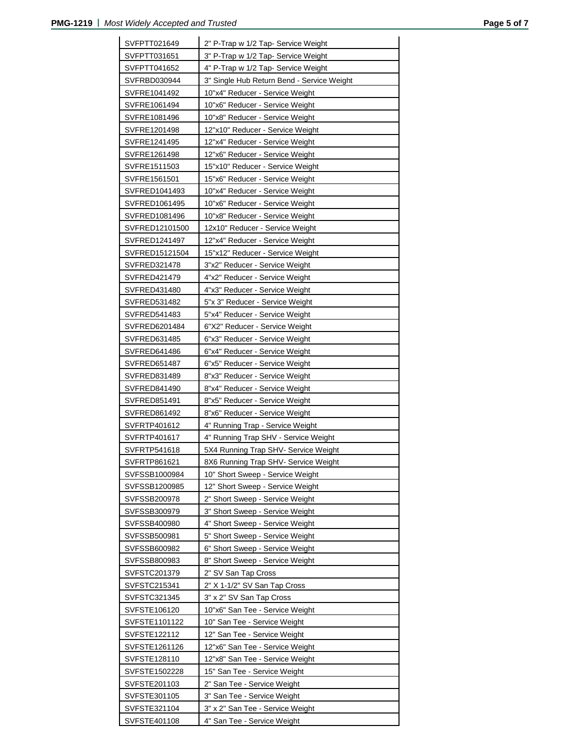| | |
|---|---|
| SVFPTT021649 | 2" P-Trap w 1/2 Tap- Service Weight |
| SVFPTT031651 | 3" P-Trap w 1/2 Tap- Service Weight |
| SVFPTT041652 | 4" P-Trap w 1/2 Tap- Service Weight |
| SVFRBD030944 | 3" Single Hub Return Bend - Service Weight |
| SVFRE1041492 | 10"x4" Reducer - Service Weight |
| SVFRE1061494 | 10"x6" Reducer - Service Weight |
| SVFRE1081496 | 10"x8" Reducer - Service Weight |
| SVFRE1201498 | 12"x10" Reducer - Service Weight |
| SVFRE1241495 | 12"x4" Reducer - Service Weight |
| SVFRE1261498 | 12"x6" Reducer - Service Weight |
| SVFRE1511503 | 15"x10" Reducer - Service Weight |
| SVFRE1561501 | 15"x6" Reducer - Service Weight |
| SVFRED1041493 | 10"x4" Reducer - Service Weight |
| SVFRED1061495 | 10"x6" Reducer - Service Weight |
| SVFRED1081496 | 10"x8" Reducer - Service Weight |
| SVFRED12101500 | 12x10" Reducer - Service Weight |
| SVFRED1241497 | 12"x4" Reducer - Service Weight |
| SVFRED15121504 | 15"x12" Reducer - Service Weight |
| SVFRED321478 | 3"x2" Reducer - Service Weight |
| SVFRED421479 | 4"x2" Reducer - Service Weight |
| SVFRED431480 | 4"x3" Reducer - Service Weight |
| SVFRED531482 | 5"x 3" Reducer - Service Weight |
| SVFRED541483 | 5"x4" Reducer - Service Weight |
| SVFRED6201484 | 6"X2" Reducer - Service Weight |
| SVFRED631485 | 6"x3" Reducer - Service Weight |
| SVFRED641486 | 6"x4" Reducer - Service Weight |
| SVFRED651487 | 6"x5" Reducer - Service Weight |
| SVFRED831489 | 8"x3" Reducer - Service Weight |
| SVFRED841490 | 8"x4" Reducer - Service Weight |
| SVFRED851491 | 8"x5" Reducer - Service Weight |
| SVFRED861492 | 8"x6" Reducer - Service Weight |
| SVFRTP401612 | 4" Running Trap - Service Weight |
| SVFRTP401617 | 4" Running Trap SHV - Service Weight |
| SVFRTP541618 | 5X4 Running Trap SHV- Service Weight |
| SVFRTP861621 | 8X6 Running Trap SHV- Service Weight |
| SVFSSB1000984 | 10" Short Sweep - Service Weight |
| SVFSSB1200985 | 12" Short Sweep - Service Weight |
| SVFSSB200978 | 2" Short Sweep - Service Weight |
| SVFSSB300979 | 3" Short Sweep - Service Weight |
| SVFSSB400980 | 4" Short Sweep - Service Weight |
| SVFSSB500981 | 5" Short Sweep - Service Weight |
| SVFSSB600982 | 6" Short Sweep - Service Weight |
| SVFSSB800983 | 8" Short Sweep - Service Weight |
| SVFSTC201379 | 2" SV San Tap Cross |
| SVFSTC215341 | 2" X 1-1/2" SV San Tap Cross |
| SVFSTC321345 | 3" x 2" SV San Tap Cross |
| SVFSTE106120 | 10"x6" San Tee - Service Weight |
| SVFSTE1101122 | 10" San Tee - Service Weight |
| SVFSTE122112 | 12" San Tee - Service Weight |
| SVFSTE1261126 | 12"x6" San Tee - Service Weight |
| SVFSTE128110 | 12"x8" San Tee - Service Weight |
| SVFSTE1502228 | 15" San Tee - Service Weight |
| SVFSTE201103 | 2" San Tee - Service Weight |
| SVFSTE301105 | 3" San Tee - Service Weight |
| SVFSTE321104 | 3" x 2" San Tee - Service Weight |
| SVFSTE401108 | 4" San Tee - Service Weight |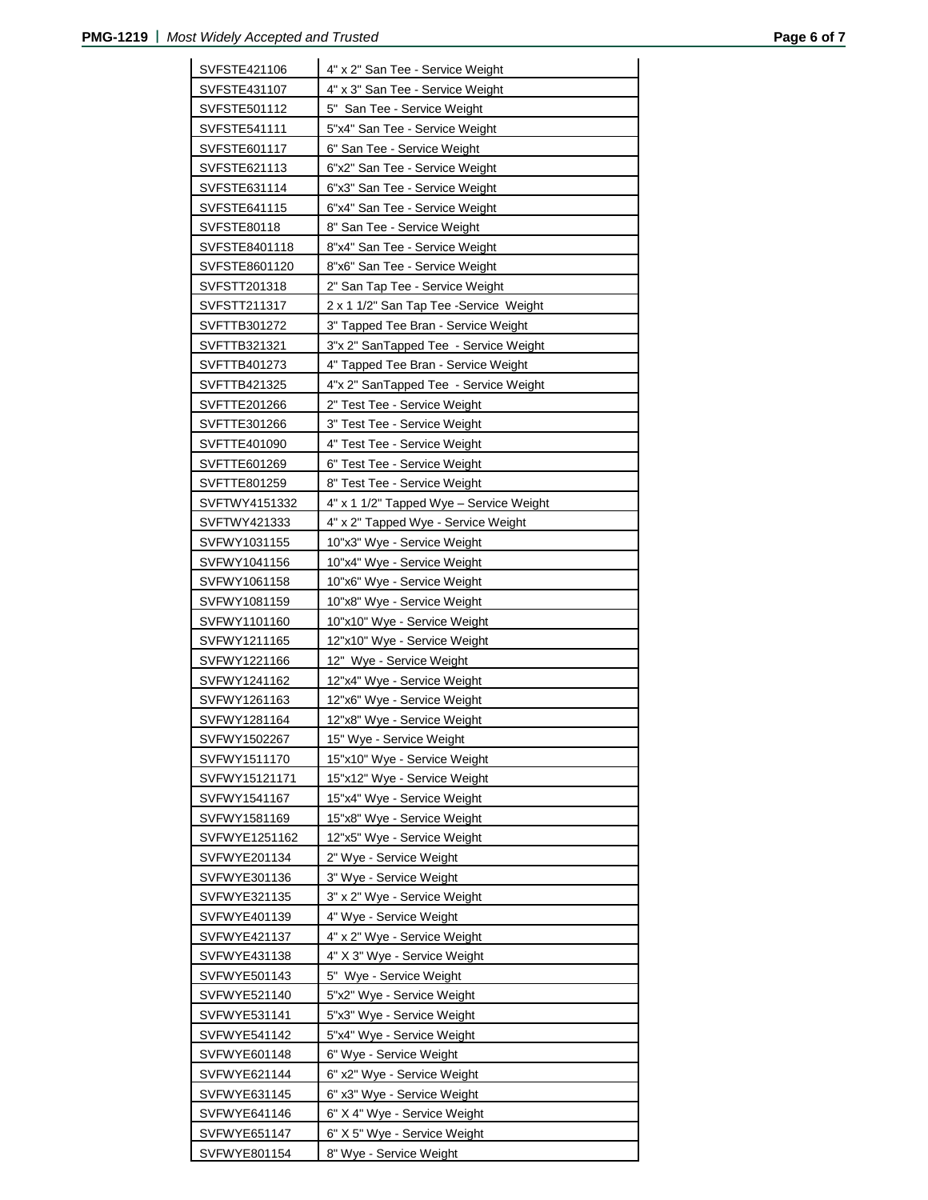| SVFSTE421106 | 4" x 2" San Tee - Service Weight |
|---|---|
| SVFSTE431107 | 4" x 3" San Tee - Service Weight |
| SVFSTE501112 | 5" San Tee - Service Weight |
| SVFSTE541111 | 5"x4" San Tee - Service Weight |
| SVFSTE601117 | 6" San Tee - Service Weight |
| SVFSTE621113 | 6"x2" San Tee - Service Weight |
| SVFSTE631114 | 6"x3" San Tee - Service Weight |
| SVFSTE641115 | 6"x4" San Tee - Service Weight |
| SVFSTE80118 | 8" San Tee - Service Weight |
| SVFSTE8401118 | 8"x4" San Tee - Service Weight |
| SVFSTE8601120 | 8"x6" San Tee - Service Weight |
| SVFSTT201318 | 2" San Tap Tee - Service Weight |
| SVFSTT211317 | 2 x 1 1/2" San Tap Tee -Service Weight |
| SVFTTB301272 | 3" Tapped Tee Bran - Service Weight |
| SVFTTB321321 | 3"x 2" SanTapped Tee - Service Weight |
| SVFTTB401273 | 4" Tapped Tee Bran - Service Weight |
| SVFTTB421325 | 4"x 2" SanTapped Tee - Service Weight |
| SVFTTE201266 | 2" Test Tee - Service Weight |
| SVFTTE301266 | 3" Test Tee - Service Weight |
| SVFTTE401090 | 4" Test Tee - Service Weight |
| SVFTTE601269 | 6" Test Tee - Service Weight |
| SVFTTE801259 | 8" Test Tee - Service Weight |
| SVFTWY4151332 | 4" x 1 1/2" Tapped Wye – Service Weight |
| SVFTWY421333 | 4" x 2" Tapped Wye - Service Weight |
| SVFWY1031155 | 10"x3" Wye - Service Weight |
| SVFWY1041156 | 10"x4" Wye - Service Weight |
| SVFWY1061158 | 10"x6" Wye - Service Weight |
| SVFWY1081159 | 10"x8" Wye - Service Weight |
| SVFWY1101160 | 10"x10" Wye - Service Weight |
| SVFWY1211165 | 12"x10" Wye - Service Weight |
| SVFWY1221166 | 12" Wye - Service Weight |
| SVFWY1241162 | 12"x4" Wye - Service Weight |
| SVFWY1261163 | 12"x6" Wye - Service Weight |
| SVFWY1281164 | 12"x8" Wye - Service Weight |
| SVFWY1502267 | 15" Wye - Service Weight |
| SVFWY1511170 | 15"x10" Wye - Service Weight |
| SVFWY15121171 | 15"x12" Wye - Service Weight |
| SVFWY1541167 | 15"x4" Wye - Service Weight |
| SVFWY1581169 | 15"x8" Wye - Service Weight |
| SVFWYE1251162 | 12"x5" Wye - Service Weight |
| SVFWYE201134 | 2" Wye - Service Weight |
| SVFWYE301136 | 3" Wye - Service Weight |
| SVFWYE321135 | 3" x 2" Wye - Service Weight |
| SVFWYE401139 | 4" Wye - Service Weight |
| SVFWYE421137 | 4" x 2" Wye - Service Weight |
| SVFWYE431138 | 4" X 3" Wye - Service Weight |
| SVFWYE501143 | 5" Wye - Service Weight |
| SVFWYE521140 | 5"x2" Wye - Service Weight |
| SVFWYE531141 | 5"x3" Wye - Service Weight |
| SVFWYE541142 | 5"x4" Wye - Service Weight |
| SVFWYE601148 | 6" Wye - Service Weight |
| SVFWYE621144 | 6" x2" Wye - Service Weight |
| SVFWYE631145 | 6" x3" Wye - Service Weight |
| SVFWYE641146 | 6" X 4" Wye - Service Weight |
| SVFWYE651147 | 6" X 5" Wye - Service Weight |
| SVFWYE801154 | 8" Wye - Service Weight |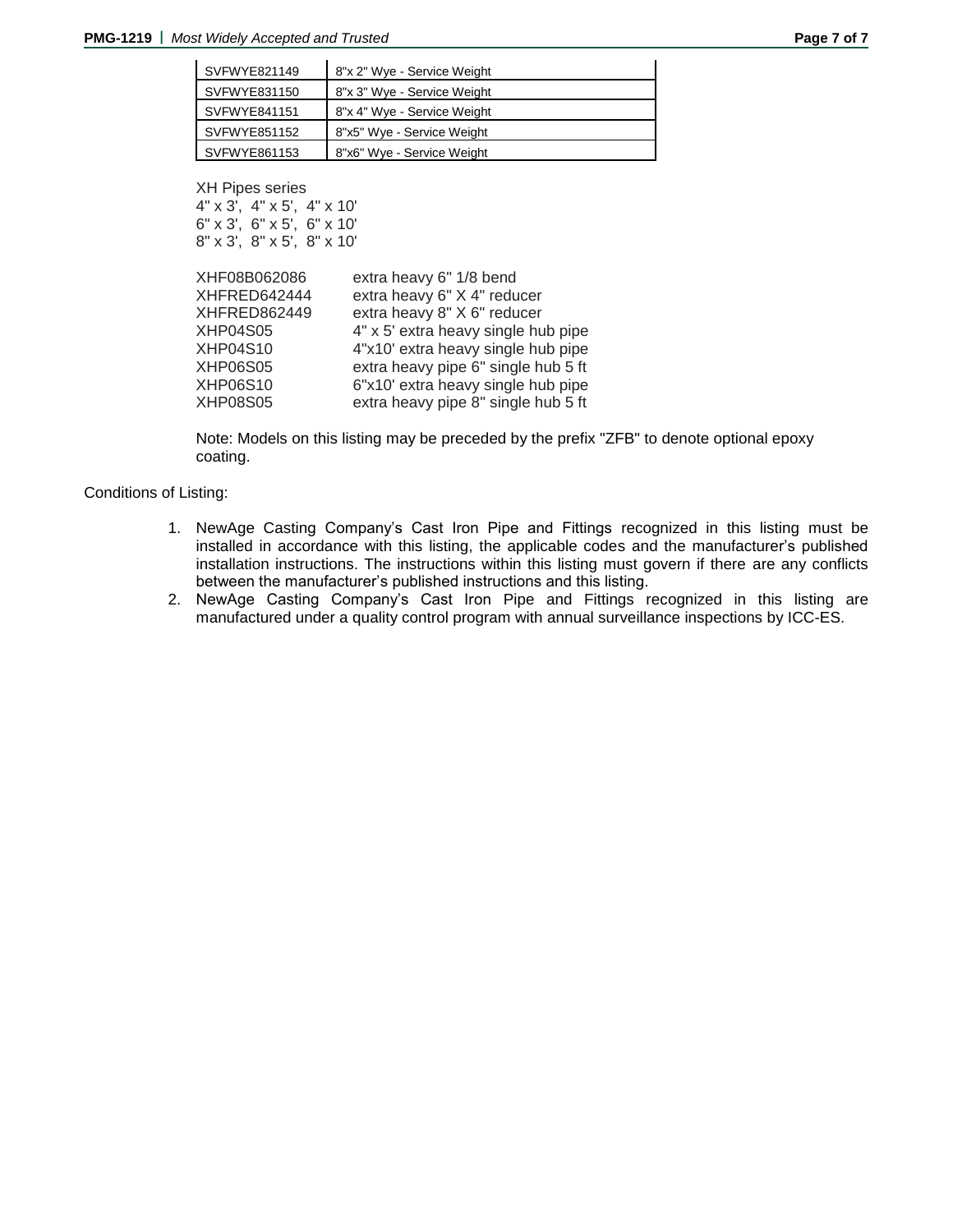| | |
|---|---|
| SVFWYE821149 | 8"x 2" Wye - Service Weight |
| SVFWYE831150 | 8"x 3" Wye - Service Weight |
| SVFWYE841151 | 8"x 4" Wye - Service Weight |
| SVFWYE851152 | 8"x5" Wye - Service Weight |
| SVFWYE861153 | 8"x6" Wye - Service Weight |

XH Pipes series
4" x 3', 4" x 5', 4" x 10'
6" x 3', 6" x 5', 6" x 10'
8" x 3', 8" x 5', 8" x 10'

| | |
|---|---|
| XHF08B062086 | extra heavy 6" 1/8 bend |
| XHFRED642444 | extra heavy 6" X 4" reducer |
| XHFRED862449 | extra heavy 8" X 6" reducer |
| XHP04S05 | 4" x 5' extra heavy single hub pipe |
| XHP04S10 | 4"x10' extra heavy single hub pipe |
| XHP06S05 | extra heavy pipe 6" single hub 5 ft |
| XHP06S10 | 6"x10' extra heavy single hub pipe |
| XHP08S05 | extra heavy pipe 8" single hub 5 ft |

Note: Models on this listing may be preceded by the prefix "ZFB" to denote optional epoxy coating.

Conditions of Listing:

1. NewAge Casting Company's Cast Iron Pipe and Fittings recognized in this listing must be installed in accordance with this listing, the applicable codes and the manufacturer's published installation instructions. The instructions within this listing must govern if there are any conflicts between the manufacturer's published instructions and this listing.
2. NewAge Casting Company's Cast Iron Pipe and Fittings recognized in this listing are manufactured under a quality control program with annual surveillance inspections by ICC-ES.